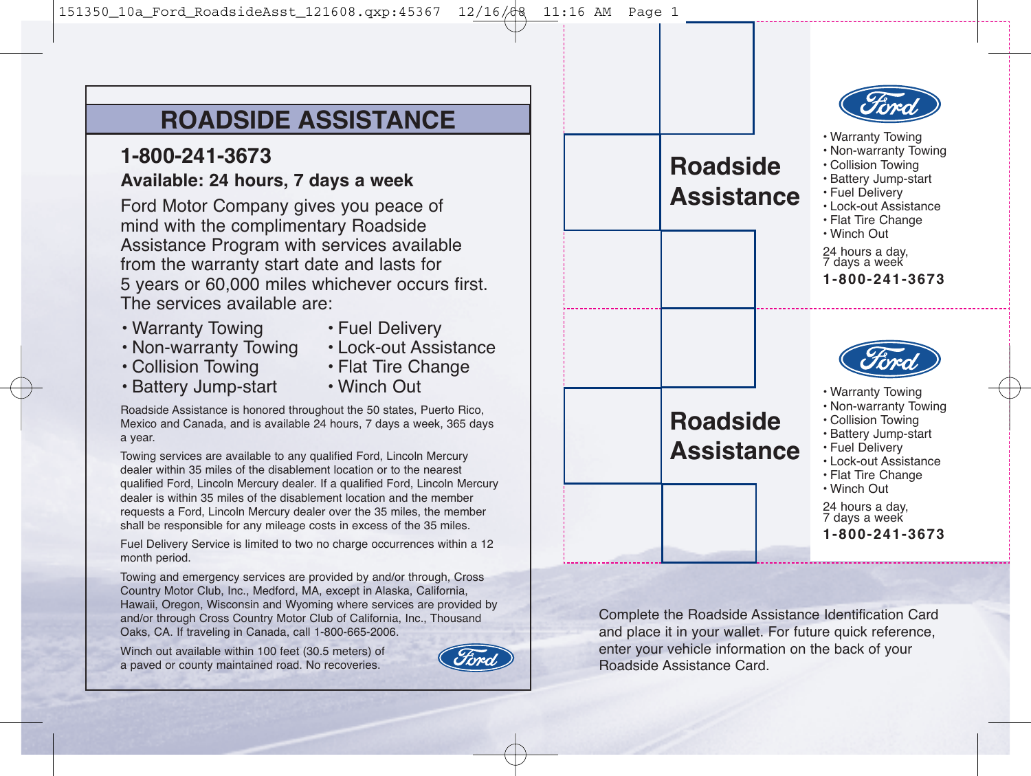# ROADSIDE ASSISTANCE

## 1-800-241-3673

**Available: 24 hours, 7 days a week**

Ford Motor Company gives you peace of mind with the complimentary Roadside Assistance Program with services available from the warranty start date and lasts for 5 years or 60,000 miles whichever occurs first. The services available are:

- Warranty Towing
- Non-warranty Towing
- Collision Towing
- Battery Jump-start
- Fuel Delivery
- Lock-out Assistance
- Flat Tire Change
- Winch Out

Roadside Assistance is honored throughout the 50 states, Puerto Rico, Mexico and Canada, and is available 24 hours, 7 days a week, 365 days a year.

Towing services are available to any qualified Ford, Lincoln Mercury dealer within 35 miles of the disablement location or to the nearest qualified Ford, Lincoln Mercury dealer. If a qualified Ford, Lincoln Mercury dealer is within 35 miles of the disablement location and the member requests a Ford, Lincoln Mercury dealer over the 35 miles, the member shall be responsible for any mileage costs in excess of the 35 miles.

Fuel Delivery Service is limited to two no charge occurrences within a 12 month period.

Towing and emergency services are provided by and/or through, Cross Country Motor Club, Inc., Medford, MA, except in Alaska, California, Hawaii, Oregon, Wisconsin and Wyoming where services are provided by and/or through Cross Country Motor Club of California, Inc., Thousand Oaks, CA. If traveling in Canada, call 1-800-665-2006.

Winch out available within 100 feet (30.5 meters) of a paved or county maintained road. No recoveries.

Ford

# Roadside Assistance

Ford

- Warranty Towing
- Non-warranty Towing
- Collision Towing
- Battery Jump-start
- Fuel Delivery
- Lock-out Assistance
- Flat Tire Change
- Winch Out

24 hours a day,
7 days a week

**1-800-241-3673**

# Roadside Assistance

Ford

- Warranty Towing
- Non-warranty Towing
- Collision Towing
- Battery Jump-start
- Fuel Delivery
- Lock-out Assistance
- Flat Tire Change
- Winch Out

24 hours a day,
7 days a week

**1-800-241-3673**

Complete the Roadside Assistance Identification Card and place it in your wallet. For future quick reference, enter your vehicle information on the back of your Roadside Assistance Card.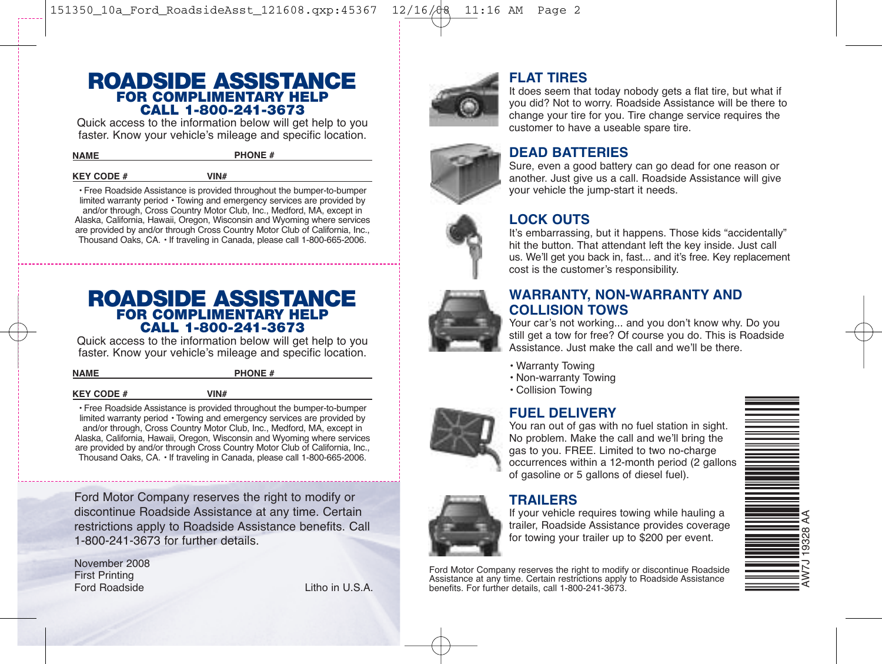# ROADSIDE ASSISTANCE

## FOR COMPLIMENTARY HELP

## CALL 1-800-241-3673

Quick access to the information below will get help to you faster. Know your vehicle's mileage and specific location.

**NAME** **PHONE #**

**KEY CODE #** **VIN#**

• Free Roadside Assistance is provided throughout the bumper-to-bumper limited warranty period • Towing and emergency services are provided by and/or through, Cross Country Motor Club, Inc., Medford, MA, except in Alaska, California, Hawaii, Oregon, Wisconsin and Wyoming where services are provided by and/or through Cross Country Motor Club of California, Inc., Thousand Oaks, CA. • If traveling in Canada, please call 1-800-665-2006.

# ROADSIDE ASSISTANCE

## FOR COMPLIMENTARY HELP

## CALL 1-800-241-3673

Quick access to the information below will get help to you faster. Know your vehicle's mileage and specific location.

**NAME** **PHONE #**

**KEY CODE #** **VIN#**

• Free Roadside Assistance is provided throughout the bumper-to-bumper limited warranty period • Towing and emergency services are provided by and/or through, Cross Country Motor Club, Inc., Medford, MA, except in Alaska, California, Hawaii, Oregon, Wisconsin and Wyoming where services are provided by and/or through Cross Country Motor Club of California, Inc., Thousand Oaks, CA. • If traveling in Canada, please call 1-800-665-2006.

Ford Motor Company reserves the right to modify or discontinue Roadside Assistance at any time. Certain restrictions apply to Roadside Assistance benefits. Call 1-800-241-3673 for further details.

November 2008
First Printing
Ford Roadside

Litho in U.S.A.

## FLAT TIRES

It does seem that today nobody gets a flat tire, but what if you did? Not to worry. Roadside Assistance will be there to change your tire for you. Tire change service requires the customer to have a useable spare tire.

## DEAD BATTERIES

Sure, even a good battery can go dead for one reason or another. Just give us a call. Roadside Assistance will give your vehicle the jump-start it needs.

## LOCK OUTS

It's embarrassing, but it happens. Those kids "accidentally" hit the button. That attendant left the key inside. Just call us. We'll get you back in, fast... and it's free. Key replacement cost is the customer's responsibility.

## WARRANTY, NON-WARRANTY AND COLLISION TOWS

Your car's not working... and you don't know why. Do you still get a tow for free? Of course you do. This is Roadside Assistance. Just make the call and we'll be there.

- Warranty Towing
- Non-warranty Towing
- Collision Towing

## FUEL DELIVERY

You ran out of gas with no fuel station in sight. No problem. Make the call and we'll bring the gas to you. FREE. Limited to two no-charge occurrences within a 12-month period (2 gallons of gasoline or 5 gallons of diesel fuel).

## TRAILERS

If your vehicle requires towing while hauling a trailer, Roadside Assistance provides coverage for towing your trailer up to $200 per event.

Ford Motor Company reserves the right to modify or discontinue Roadside Assistance at any time. Certain restrictions apply to Roadside Assistance benefits. For further details, call 1-800-241-3673.

AW7J 19328 AA